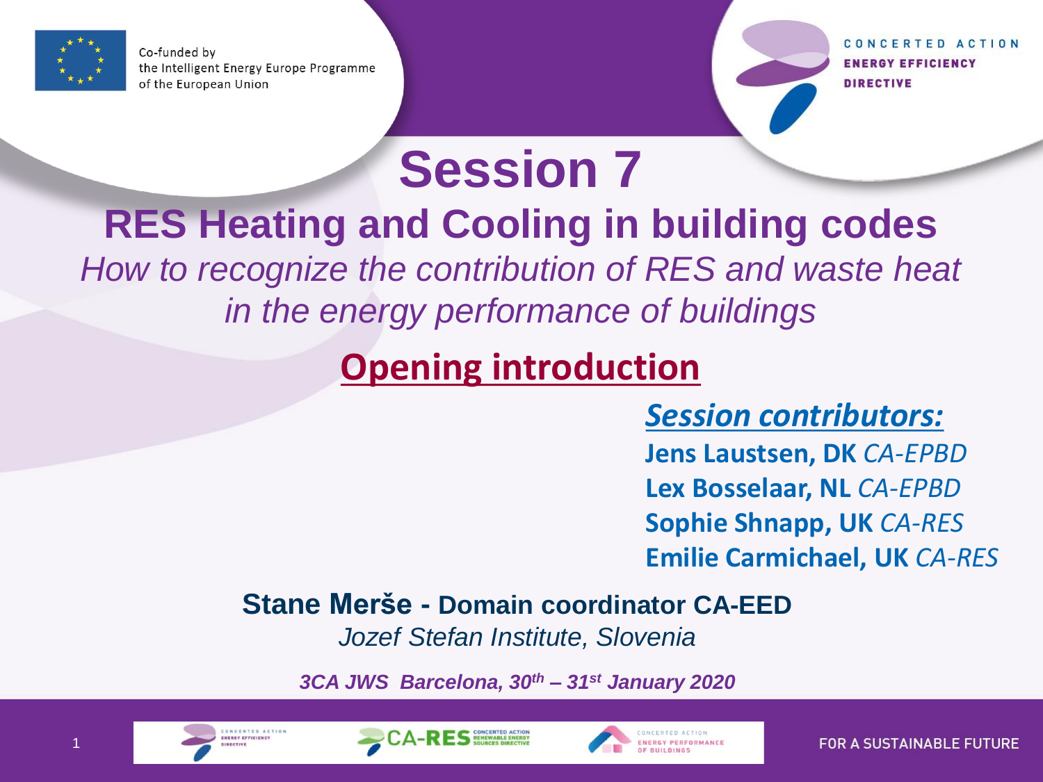Co-funded by the Intelligent Energy Europe Programme of the European Union

CONCERTED ACTION ENERGY EFFICIENCY DIRECTIVE

# Session 7

## RES Heating and Cooling in building codes

*How to recognize the contribution of RES and waste heat in the energy performance of buildings*

## Opening introduction

***Session contributors:***

**Jens Laustsen, DK** *CA-EPBD*
**Lex Bosselaar, NL** *CA-EPBD*
**Sophie Shnapp, UK** *CA-RES*
**Emilie Carmichael, UK** *CA-RES*

**Stane Merše - Domain coordinator CA-EED**
*Jozef Stefan Institute, Slovenia*

***3CA JWS Barcelona, 30th – 31st January 2020***

FOR A SUSTAINABLE FUTURE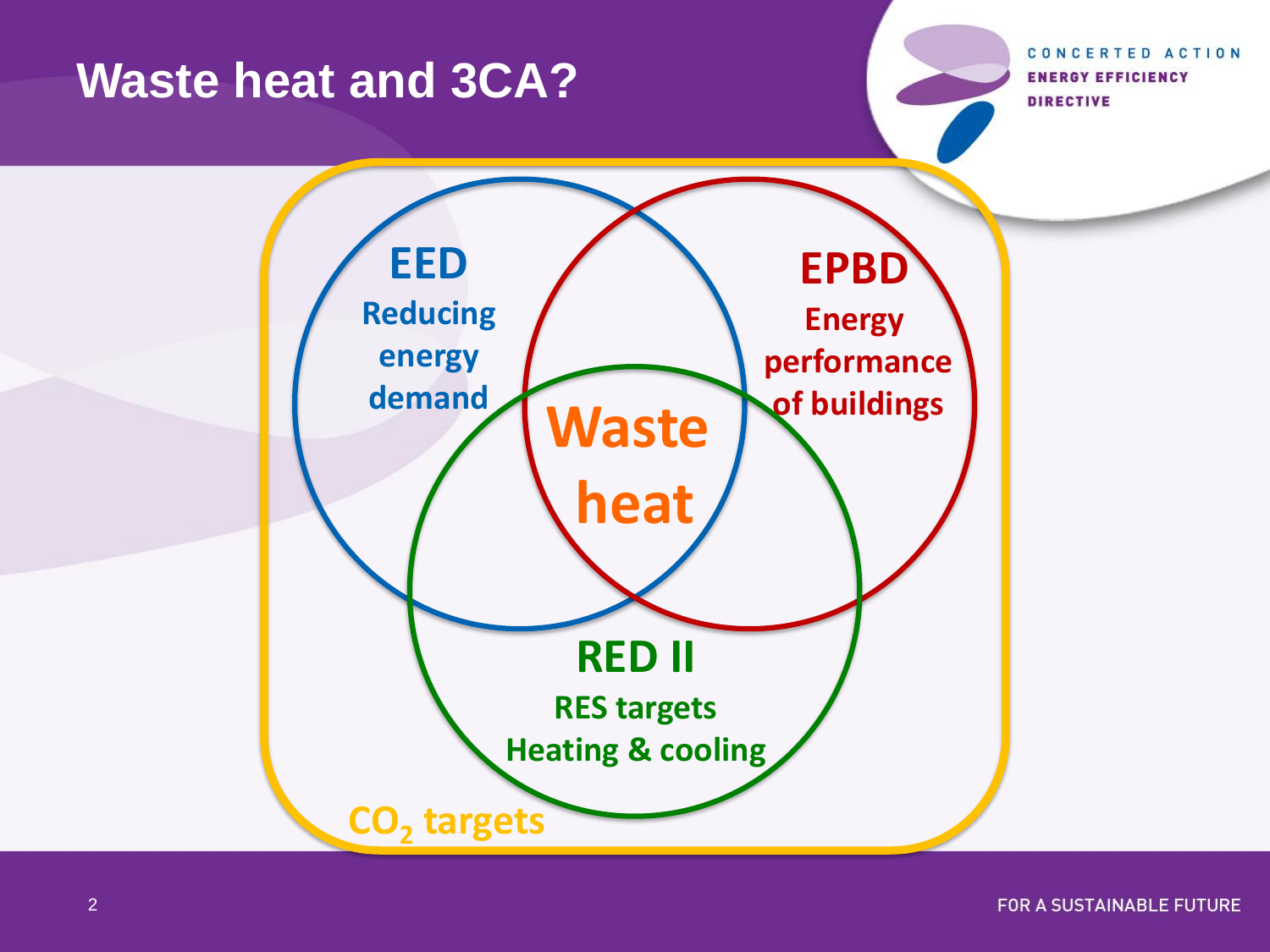# Waste heat and 3CA?

**EED**
Reducing energy demand

**EPBD**
Energy performance of buildings

**Waste heat**

**RED II**
RES targets
Heating & cooling

$CO_2$ targets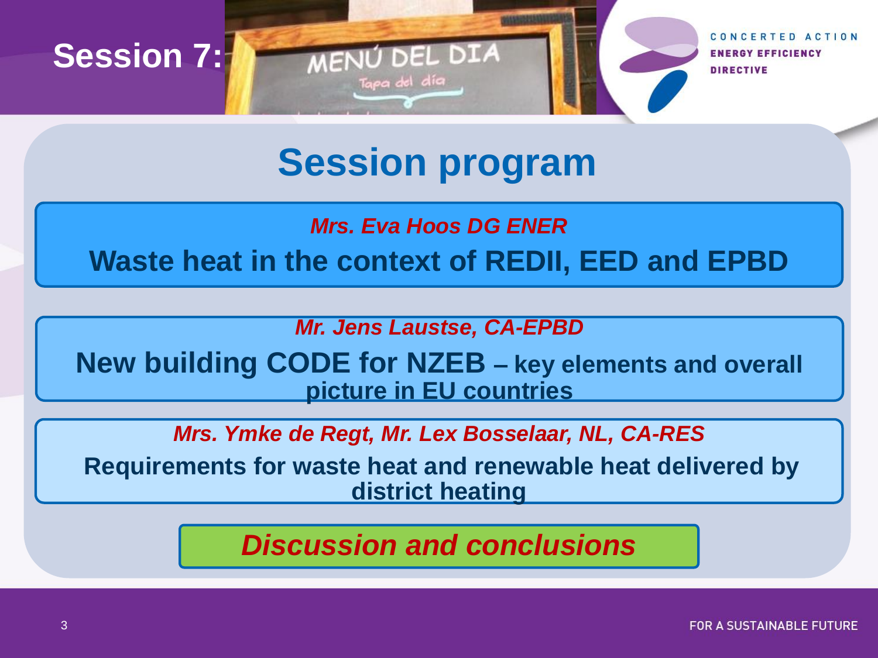# Session 7:

## Session program

*Mrs. Eva Hoos DG ENER*

**Waste heat in the context of REDII, EED and EPBD**

*Mr. Jens Laustse, CA-EPBD*

**New building CODE for NZEB – key elements and overall picture in EU countries**

*Mrs. Ymke de Regt, Mr. Lex Bosselaar, NL, CA-RES*

**Requirements for waste heat and renewable heat delivered by district heating**

*Discussion and conclusions*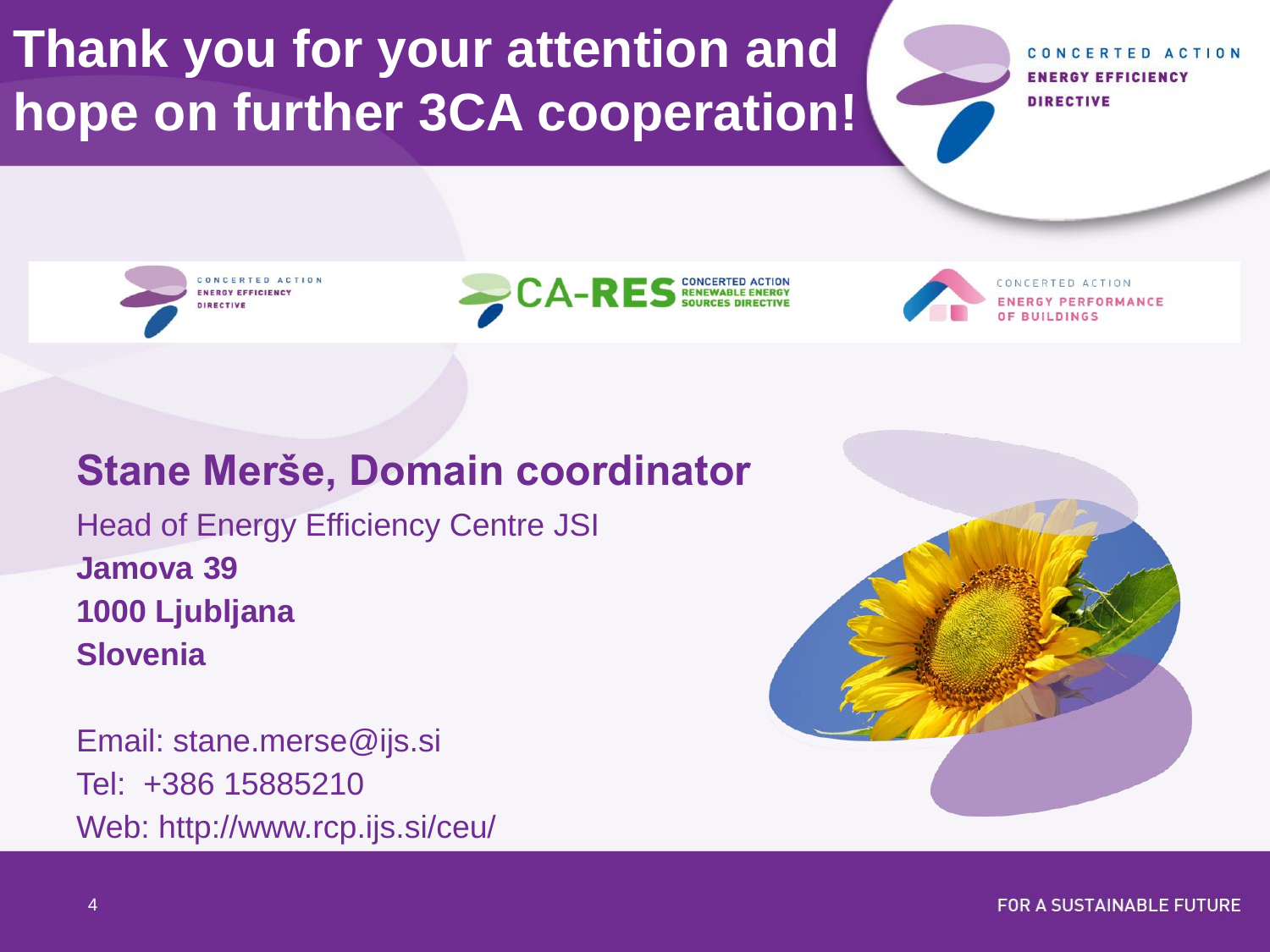# Thank you for your attention and hope on further 3CA cooperation!

CONCERTED ACTION
ENERGY EFFICIENCY
DIRECTIVE

CONCERTED ACTION ENERGY EFFICIENCY DIRECTIVE

CA-RES CONCERTED ACTION RENEWABLE ENERGY SOURCES DIRECTIVE

CONCERTED ACTION ENERGY PERFORMANCE OF BUILDINGS

## Stane Merše, Domain coordinator

Head of Energy Efficiency Centre JSI
**Jamova 39**
**1000 Ljubljana**
**Slovenia**

Email: stane.merse@ijs.si
Tel: +386 15885210
Web: http://www.rcp.ijs.si/ceu/

FOR A SUSTAINABLE FUTURE